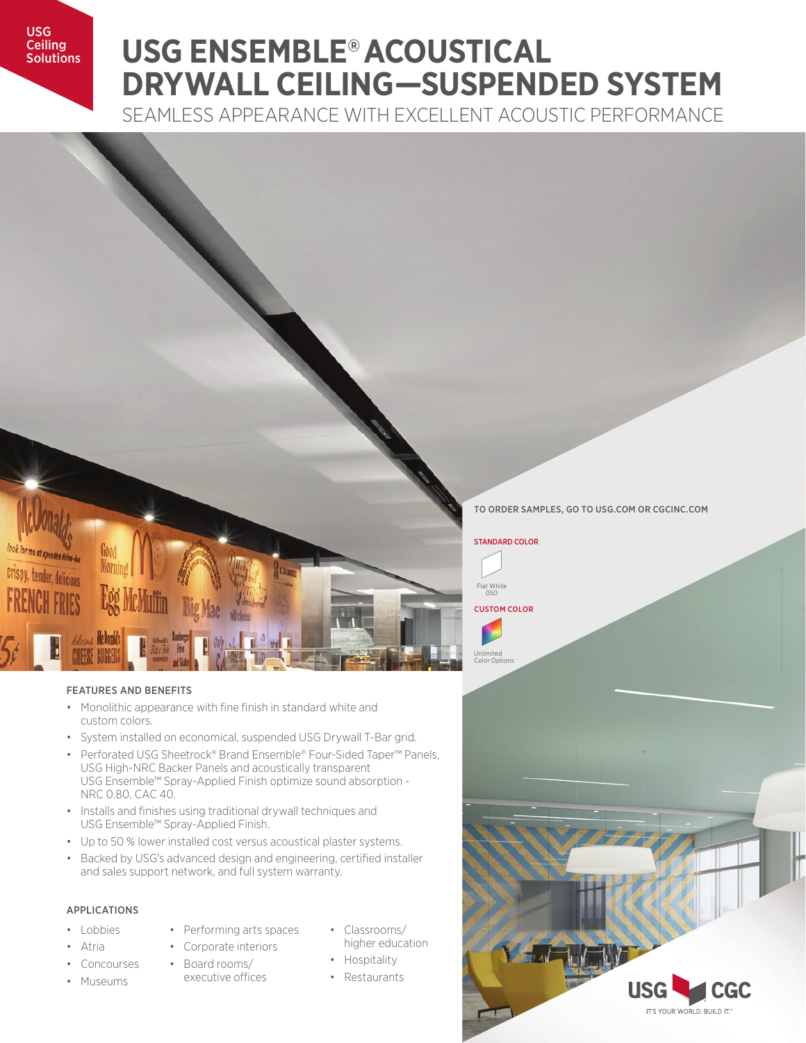USG Ceiling Solutions

# USG ENSEMBLE® ACOUSTICAL DRYWALL CEILING—SUSPENDED SYSTEM

SEAMLESS APPEARANCE WITH EXCELLENT ACOUSTIC PERFORMANCE

TO ORDER SAMPLES, GO TO USG.COM OR CGCINC.COM

STANDARD COLOR

Flat White 050

CUSTOM COLOR

Unlimited Color Options

## FEATURES AND BENEFITS

- Monolithic appearance with fine finish in standard white and custom colors.
- System installed on economical, suspended USG Drywall T-Bar grid.
- Perforated USG Sheetrock® Brand Ensemble® Four-Sided Taper™ Panels, USG High-NRC Backer Panels and acoustically transparent USG Ensemble™ Spray-Applied Finish optimize sound absorption - NRC 0.80, CAC 40.
- Installs and finishes using traditional drywall techniques and USG Ensemble™ Spray-Applied Finish.
- Up to 50 % lower installed cost versus acoustical plaster systems.
- Backed by USG's advanced design and engineering, certified installer and sales support network, and full system warranty.

## APPLICATIONS

- Lobbies
- Atria
- Concourses
- Museums
- Performing arts spaces
- Corporate interiors
- Board rooms/ executive offices
- Classrooms/ higher education
- Hospitality
- Restaurants

USG CGC
IT'S YOUR WORLD. BUILD IT.®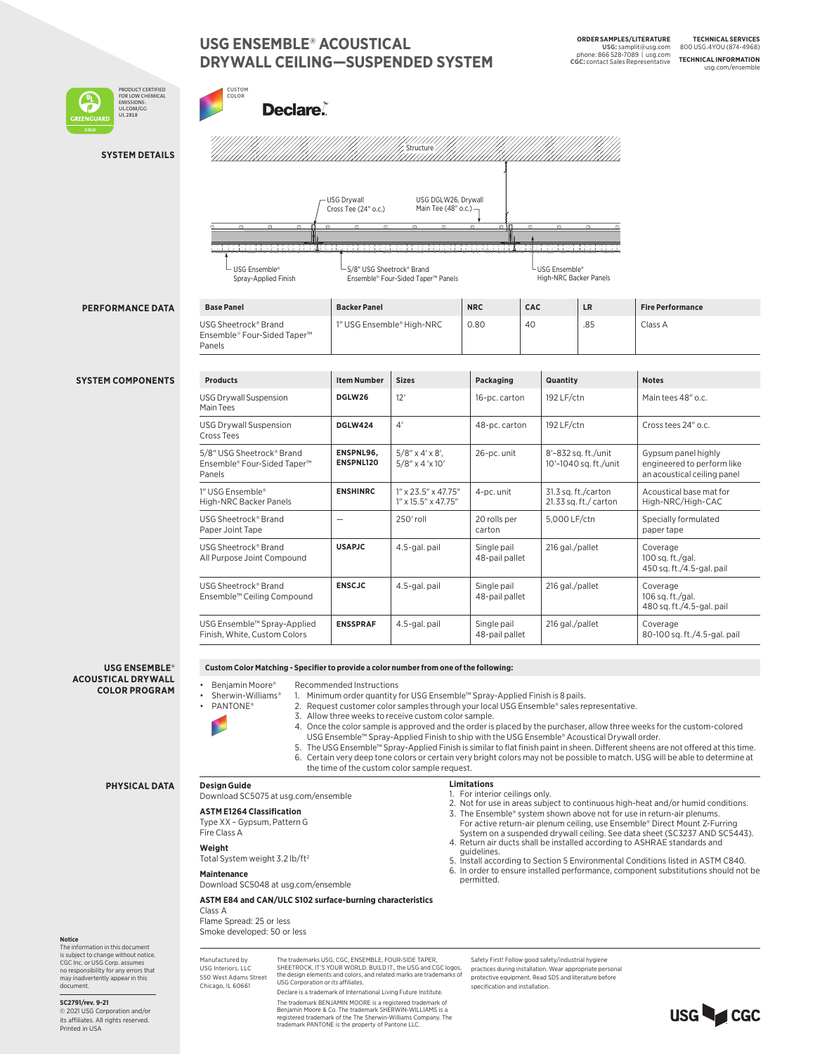# USG ENSEMBLE® ACOUSTICAL DRYWALL CEILING—SUSPENDED SYSTEM

**ORDER SAMPLES/LITERATURE**
**USG:** samplit@usg.com
phone: 866 528-7089 | usg.com
**CGC:** contact Sales Representative

**TECHNICAL SERVICES**
800 USG.4YOU (874-4968)

**TECHNICAL INFORMATION**
usg.com/ensemble

PRODUCT CERTIFIED FOR LOW CHEMICAL EMISSIONS: UL.COM/GG UL 2818

CUSTOM COLOR

Declare.

## SYSTEM DETAILS

Structure

USG Drywall Cross Tee (24" o.c.)

USG DGLW26, Drywall Main Tee (48" o.c.)

USG Ensemble® Spray-Applied Finish

5/8" USG Sheetrock® Brand Ensemble® Four-Sided Taper™ Panels

USG Ensemble® High-NRC Backer Panels

## PERFORMANCE DATA

| Base Panel | Backer Panel | NRC | CAC | LR | Fire Performance |
|---|---|---|---|---|---|
| USG Sheetrock® Brand Ensemble® Four-Sided Taper™ Panels | 1" USG Ensemble® High-NRC | 0.80 | 40 | .85 | Class A |

## SYSTEM COMPONENTS

| Products | Item Number | Sizes | Packaging | Quantity | Notes |
|---|---|---|---|---|---|
| USG Drywall Suspension Main Tees | **DGLW26** | 12' | 16-pc. carton | 192 LF/ctn | Main tees 48" o.c. |
| USG Drywall Suspension Cross Tees | **DGLW424** | 4' | 48-pc. carton | 192 LF/ctn | Cross tees 24" o.c. |
| 5/8" USG Sheetrock® Brand Ensemble® Four-Sided Taper™ Panels | **ENSPNL96, ENSPNL120** | 5/8" x 4' x 8', 5/8" x 4 'x 10' | 26-pc. unit | 8'–832 sq. ft./unit 10'–1040 sq. ft./unit | Gypsum panel highly engineered to perform like an acoustical ceiling panel |
| 1" USG Ensemble® High-NRC Backer Panels | **ENSHINRC** | 1" x 23.5" x 47.75" 1" x 15.5" x 47.75" | 4-pc. unit | 31.3 sq. ft./carton 21.33 sq. ft./ carton | Acoustical base mat for High-NRC/High-CAC |
| USG Sheetrock® Brand Paper Joint Tape | — | 250' roll | 20 rolls per carton | 5,000 LF/ctn | Specially formulated paper tape |
| USG Sheetrock® Brand All Purpose Joint Compound | **USAPJC** | 4.5-gal. pail | Single pail 48-pail pallet | 216 gal./pallet | Coverage 100 sq. ft./gal. 450 sq. ft./4.5-gal. pail |
| USG Sheetrock® Brand Ensemble™ Ceiling Compound | **ENSCJC** | 4.5-gal. pail | Single pail 48-pail pallet | 216 gal./pallet | Coverage 106 sq. ft./gal. 480 sq. ft./4.5-gal. pail |
| USG Ensemble™ Spray-Applied Finish, White, Custom Colors | **ENSSPRAF** | 4.5-gal. pail | Single pail 48-pail pallet | 216 gal./pallet | Coverage 80-100 sq. ft./4.5-gal. pail |

## USG ENSEMBLE® ACOUSTICAL DRYWALL COLOR PROGRAM

**Custom Color Matching - Specifier to provide a color number from one of the following:**

- Benjamin Moore®
- Sherwin-Williams®
- PANTONE®

Recommended Instructions

1. Minimum order quantity for USG Ensemble™ Spray-Applied Finish is 8 pails.
2. Request customer color samples through your local USG Ensemble® sales representative.
3. Allow three weeks to receive custom color sample.
4. Once the color sample is approved and the order is placed by the purchaser, allow three weeks for the custom-colored USG Ensemble™ Spray-Applied Finish to ship with the USG Ensemble® Acoustical Drywall order.
5. The USG Ensemble™ Spray-Applied Finish is similar to flat finish paint in sheen. Different sheens are not offered at this time.
6. Certain very deep tone colors or certain very bright colors may not be possible to match. USG will be able to determine at the time of the custom color sample request.

## PHYSICAL DATA

**Design Guide**
Download SC5075 at usg.com/ensemble

**ASTM E1264 Classification**
Type XX – Gypsum, Pattern G
Fire Class A

**Weight**
Total System weight 3.2 lb/ft²

**Maintenance**
Download SC5048 at usg.com/ensemble

**ASTM E84 and CAN/ULC S102 surface-burning characteristics**
Class A
Flame Spread: 25 or less
Smoke developed: 50 or less

**Limitations**

1. For interior ceilings only.
2. Not for use in areas subject to continuous high-heat and/or humid conditions.
3. The Ensemble® system shown above not for use in return-air plenums. For active return-air plenum ceiling, use Ensemble® Direct Mount Z-Furring System on a suspended drywall ceiling. See data sheet (SC3237 AND SC5443).
4. Return air ducts shall be installed according to ASHRAE standards and guidelines.
5. Install according to Section 5 Environmental Conditions listed in ASTM C840.
6. In order to ensure installed performance, component substitutions should not be permitted.

**Notice**
The information in this document is subject to change without notice. CGC Inc. or USG Corp. assumes no responsibility for any errors that may inadvertently appear in this document.

**SC2791/rev. 9-21**
© 2021 USG Corporation and/or its affiliates. All rights reserved.
Printed in USA

Manufactured by
USG Interiors, LLC
550 West Adams Street
Chicago, IL 60661

The trademarks USG, CGC, ENSEMBLE, FOUR-SIDE TAPER, SHEETROCK, IT'S YOUR WORLD. BUILD IT., the USG and CGC logos, the design elements and colors, and related marks are trademarks of USG Corporation or its affiliates.

Declare is a trademark of International Living Future Institute.

The trademark BENJAMIN MOORE is a registered trademark of Benjamin Moore & Co. The trademark SHERWIN-WILLIAMS is a registered trademark of the The Sherwin-Williams Company. The trademark PANTONE is the property of Pantone LLC.

Safety First! Follow good safety/industrial hygiene practices during installation. Wear appropriate personal protective equipment. Read SDS and literature before specification and installation.

USG CGC